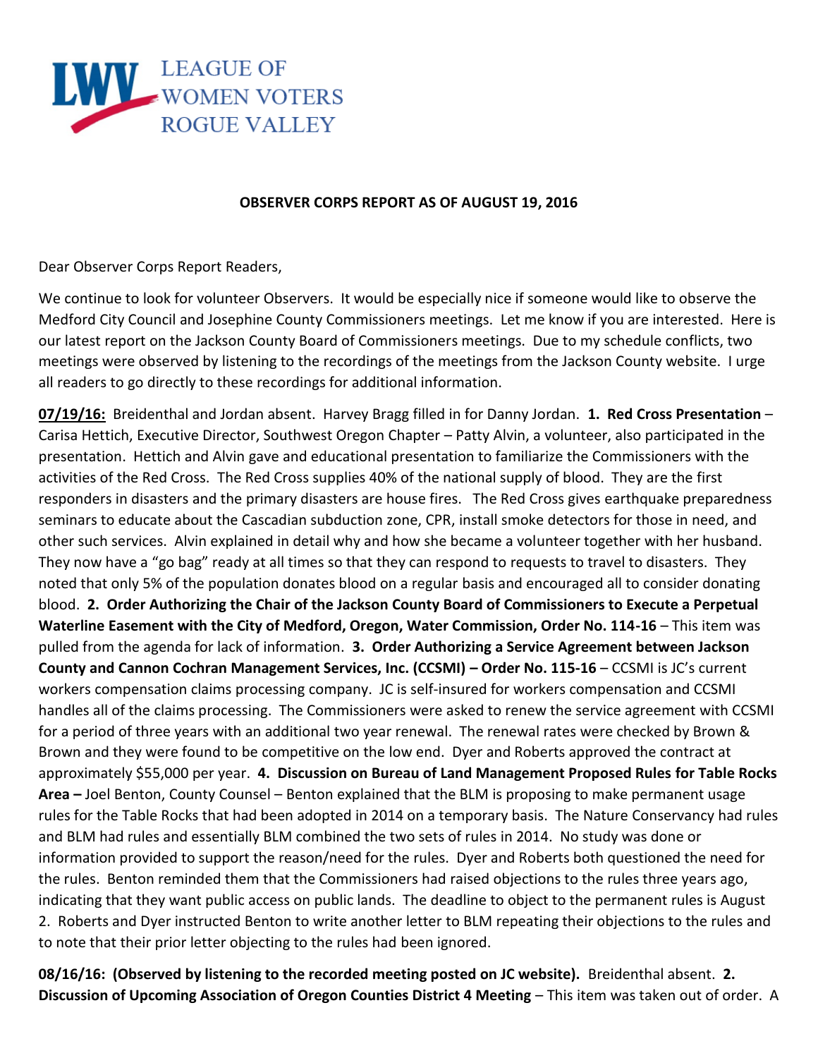LEAGUE OF WOMEN VOTERS ROGUE VALLEY

**OBSERVER CORPS REPORT AS OF AUGUST 19, 2016**

Dear Observer Corps Report Readers,

We continue to look for volunteer Observers. It would be especially nice if someone would like to observe the Medford City Council and Josephine County Commissioners meetings. Let me know if you are interested. Here is our latest report on the Jackson County Board of Commissioners meetings. Due to my schedule conflicts, two meetings were observed by listening to the recordings of the meetings from the Jackson County website. I urge all readers to go directly to these recordings for additional information.

**07/19/16:** Breidenthal and Jordan absent. Harvey Bragg filled in for Danny Jordan. **1. Red Cross Presentation** – Carisa Hettich, Executive Director, Southwest Oregon Chapter – Patty Alvin, a volunteer, also participated in the presentation. Hettich and Alvin gave and educational presentation to familiarize the Commissioners with the activities of the Red Cross. The Red Cross supplies 40% of the national supply of blood. They are the first responders in disasters and the primary disasters are house fires. The Red Cross gives earthquake preparedness seminars to educate about the Cascadian subduction zone, CPR, install smoke detectors for those in need, and other such services. Alvin explained in detail why and how she became a volunteer together with her husband. They now have a "go bag" ready at all times so that they can respond to requests to travel to disasters. They noted that only 5% of the population donates blood on a regular basis and encouraged all to consider donating blood. **2. Order Authorizing the Chair of the Jackson County Board of Commissioners to Execute a Perpetual Waterline Easement with the City of Medford, Oregon, Water Commission, Order No. 114-16** – This item was pulled from the agenda for lack of information. **3. Order Authorizing a Service Agreement between Jackson County and Cannon Cochran Management Services, Inc. (CCSMI) – Order No. 115-16** – CCSMI is JC's current workers compensation claims processing company. JC is self-insured for workers compensation and CCSMI handles all of the claims processing. The Commissioners were asked to renew the service agreement with CCSMI for a period of three years with an additional two year renewal. The renewal rates were checked by Brown & Brown and they were found to be competitive on the low end. Dyer and Roberts approved the contract at approximately $55,000 per year. **4. Discussion on Bureau of Land Management Proposed Rules for Table Rocks Area –** Joel Benton, County Counsel – Benton explained that the BLM is proposing to make permanent usage rules for the Table Rocks that had been adopted in 2014 on a temporary basis. The Nature Conservancy had rules and BLM had rules and essentially BLM combined the two sets of rules in 2014. No study was done or information provided to support the reason/need for the rules. Dyer and Roberts both questioned the need for the rules. Benton reminded them that the Commissioners had raised objections to the rules three years ago, indicating that they want public access on public lands. The deadline to object to the permanent rules is August 2. Roberts and Dyer instructed Benton to write another letter to BLM repeating their objections to the rules and to note that their prior letter objecting to the rules had been ignored.

**08/16/16: (Observed by listening to the recorded meeting posted on JC website).** Breidenthal absent. **2. Discussion of Upcoming Association of Oregon Counties District 4 Meeting** – This item was taken out of order. A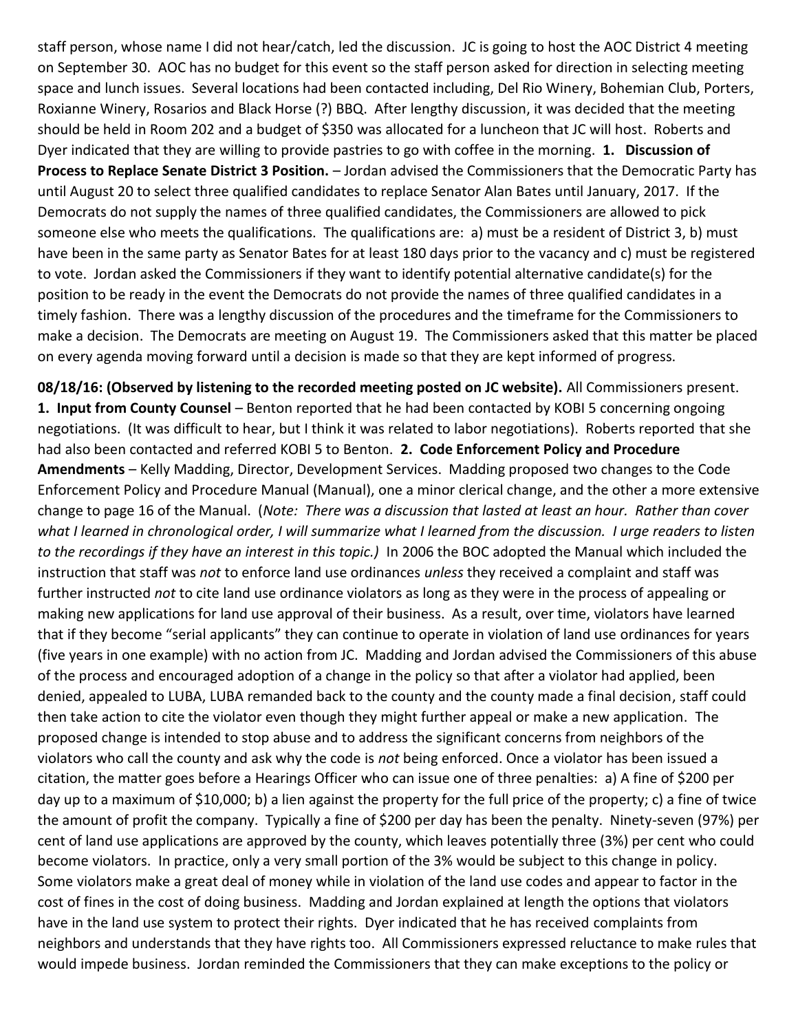staff person, whose name I did not hear/catch, led the discussion. JC is going to host the AOC District 4 meeting on September 30. AOC has no budget for this event so the staff person asked for direction in selecting meeting space and lunch issues. Several locations had been contacted including, Del Rio Winery, Bohemian Club, Porters, Roxianne Winery, Rosarios and Black Horse (?) BBQ. After lengthy discussion, it was decided that the meeting should be held in Room 202 and a budget of $350 was allocated for a luncheon that JC will host. Roberts and Dyer indicated that they are willing to provide pastries to go with coffee in the morning. **1. Discussion of Process to Replace Senate District 3 Position.** – Jordan advised the Commissioners that the Democratic Party has until August 20 to select three qualified candidates to replace Senator Alan Bates until January, 2017. If the Democrats do not supply the names of three qualified candidates, the Commissioners are allowed to pick someone else who meets the qualifications. The qualifications are: a) must be a resident of District 3, b) must have been in the same party as Senator Bates for at least 180 days prior to the vacancy and c) must be registered to vote. Jordan asked the Commissioners if they want to identify potential alternative candidate(s) for the position to be ready in the event the Democrats do not provide the names of three qualified candidates in a timely fashion. There was a lengthy discussion of the procedures and the timeframe for the Commissioners to make a decision. The Democrats are meeting on August 19. The Commissioners asked that this matter be placed on every agenda moving forward until a decision is made so that they are kept informed of progress.

**08/18/16: (Observed by listening to the recorded meeting posted on JC website).** All Commissioners present. **1. Input from County Counsel** – Benton reported that he had been contacted by KOBI 5 concerning ongoing negotiations. (It was difficult to hear, but I think it was related to labor negotiations). Roberts reported that she had also been contacted and referred KOBI 5 to Benton. **2. Code Enforcement Policy and Procedure Amendments** – Kelly Madding, Director, Development Services. Madding proposed two changes to the Code Enforcement Policy and Procedure Manual (Manual), one a minor clerical change, and the other a more extensive change to page 16 of the Manual. (*Note: There was a discussion that lasted at least an hour. Rather than cover what I learned in chronological order, I will summarize what I learned from the discussion. I urge readers to listen to the recordings if they have an interest in this topic.)* In 2006 the BOC adopted the Manual which included the instruction that staff was *not* to enforce land use ordinances *unless* they received a complaint and staff was further instructed *not* to cite land use ordinance violators as long as they were in the process of appealing or making new applications for land use approval of their business. As a result, over time, violators have learned that if they become "serial applicants" they can continue to operate in violation of land use ordinances for years (five years in one example) with no action from JC. Madding and Jordan advised the Commissioners of this abuse of the process and encouraged adoption of a change in the policy so that after a violator had applied, been denied, appealed to LUBA, LUBA remanded back to the county and the county made a final decision, staff could then take action to cite the violator even though they might further appeal or make a new application. The proposed change is intended to stop abuse and to address the significant concerns from neighbors of the violators who call the county and ask why the code is *not* being enforced. Once a violator has been issued a citation, the matter goes before a Hearings Officer who can issue one of three penalties: a) A fine of $200 per day up to a maximum of $10,000; b) a lien against the property for the full price of the property; c) a fine of twice the amount of profit the company. Typically a fine of $200 per day has been the penalty. Ninety-seven (97%) per cent of land use applications are approved by the county, which leaves potentially three (3%) per cent who could become violators. In practice, only a very small portion of the 3% would be subject to this change in policy. Some violators make a great deal of money while in violation of the land use codes and appear to factor in the cost of fines in the cost of doing business. Madding and Jordan explained at length the options that violators have in the land use system to protect their rights. Dyer indicated that he has received complaints from neighbors and understands that they have rights too. All Commissioners expressed reluctance to make rules that would impede business. Jordan reminded the Commissioners that they can make exceptions to the policy or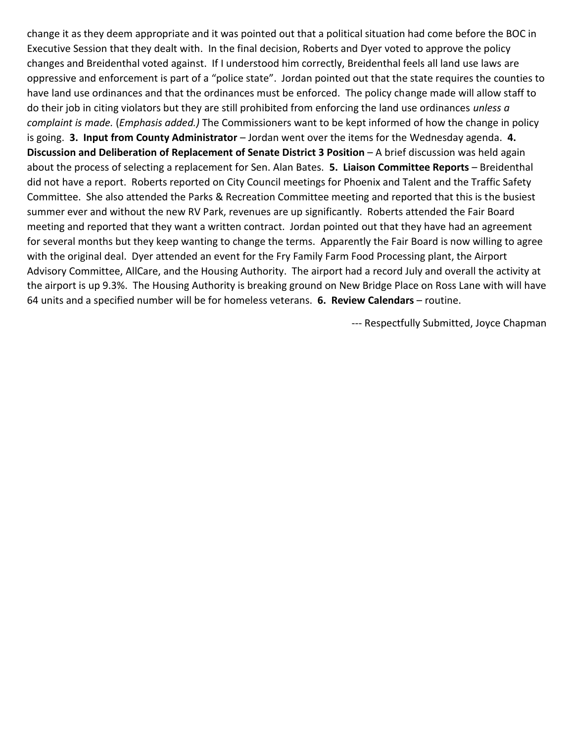change it as they deem appropriate and it was pointed out that a political situation had come before the BOC in Executive Session that they dealt with. In the final decision, Roberts and Dyer voted to approve the policy changes and Breidenthal voted against. If I understood him correctly, Breidenthal feels all land use laws are oppressive and enforcement is part of a "police state". Jordan pointed out that the state requires the counties to have land use ordinances and that the ordinances must be enforced. The policy change made will allow staff to do their job in citing violators but they are still prohibited from enforcing the land use ordinances *unless a complaint is made.* (*Emphasis added.)* The Commissioners want to be kept informed of how the change in policy is going. **3. Input from County Administrator** – Jordan went over the items for the Wednesday agenda. **4. Discussion and Deliberation of Replacement of Senate District 3 Position** – A brief discussion was held again about the process of selecting a replacement for Sen. Alan Bates. **5. Liaison Committee Reports** – Breidenthal did not have a report. Roberts reported on City Council meetings for Phoenix and Talent and the Traffic Safety Committee. She also attended the Parks & Recreation Committee meeting and reported that this is the busiest summer ever and without the new RV Park, revenues are up significantly. Roberts attended the Fair Board meeting and reported that they want a written contract. Jordan pointed out that they have had an agreement for several months but they keep wanting to change the terms. Apparently the Fair Board is now willing to agree with the original deal. Dyer attended an event for the Fry Family Farm Food Processing plant, the Airport Advisory Committee, AllCare, and the Housing Authority. The airport had a record July and overall the activity at the airport is up 9.3%. The Housing Authority is breaking ground on New Bridge Place on Ross Lane with will have 64 units and a specified number will be for homeless veterans. **6. Review Calendars** – routine.

--- Respectfully Submitted, Joyce Chapman